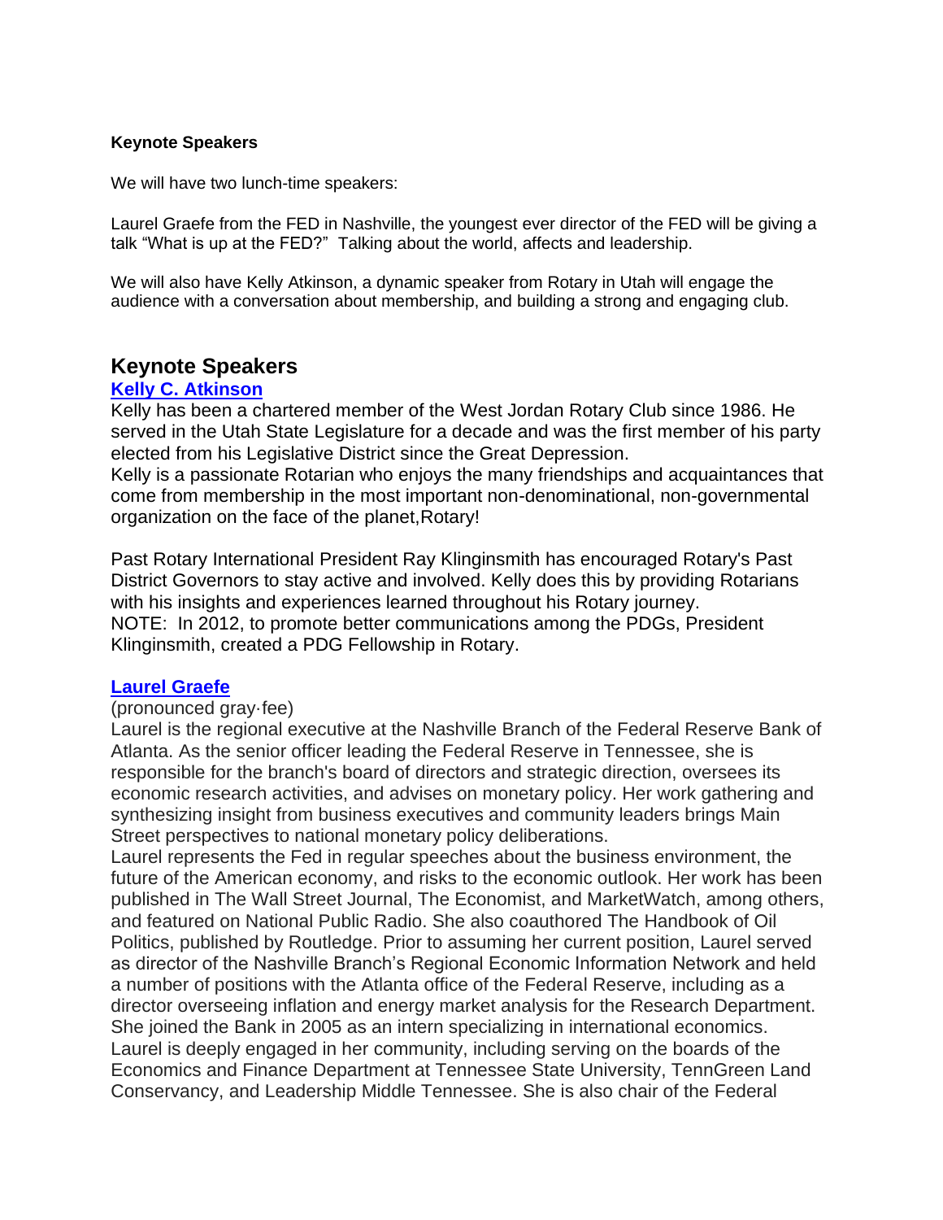**Keynote Speakers**

We will have two lunch-time speakers:

Laurel Graefe from the FED in Nashville, the youngest ever director of the FED will be giving a talk "What is up at the FED?" Talking about the world, affects and leadership.

We will also have Kelly Atkinson, a dynamic speaker from Rotary in Utah will engage the audience with a conversation about membership, and building a strong and engaging club.

## Keynote Speakers

### Kelly C. Atkinson

Kelly has been a chartered member of the West Jordan Rotary Club since 1986. He served in the Utah State Legislature for a decade and was the first member of his party elected from his Legislative District since the Great Depression.
Kelly is a passionate Rotarian who enjoys the many friendships and acquaintances that come from membership in the most important non-denominational, non-governmental organization on the face of the planet,Rotary!

Past Rotary International President Ray Klinginsmith has encouraged Rotary's Past District Governors to stay active and involved. Kelly does this by providing Rotarians with his insights and experiences learned throughout his Rotary journey.
NOTE: In 2012, to promote better communications among the PDGs, President Klinginsmith, created a PDG Fellowship in Rotary.

### Laurel Graefe

(pronounced gray·fee)
Laurel is the regional executive at the Nashville Branch of the Federal Reserve Bank of Atlanta. As the senior officer leading the Federal Reserve in Tennessee, she is responsible for the branch's board of directors and strategic direction, oversees its economic research activities, and advises on monetary policy. Her work gathering and synthesizing insight from business executives and community leaders brings Main Street perspectives to national monetary policy deliberations.
Laurel represents the Fed in regular speeches about the business environment, the future of the American economy, and risks to the economic outlook. Her work has been published in The Wall Street Journal, The Economist, and MarketWatch, among others, and featured on National Public Radio. She also coauthored The Handbook of Oil Politics, published by Routledge. Prior to assuming her current position, Laurel served as director of the Nashville Branch's Regional Economic Information Network and held a number of positions with the Atlanta office of the Federal Reserve, including as a director overseeing inflation and energy market analysis for the Research Department. She joined the Bank in 2005 as an intern specializing in international economics.
Laurel is deeply engaged in her community, including serving on the boards of the Economics and Finance Department at Tennessee State University, TennGreen Land Conservancy, and Leadership Middle Tennessee. She is also chair of the Federal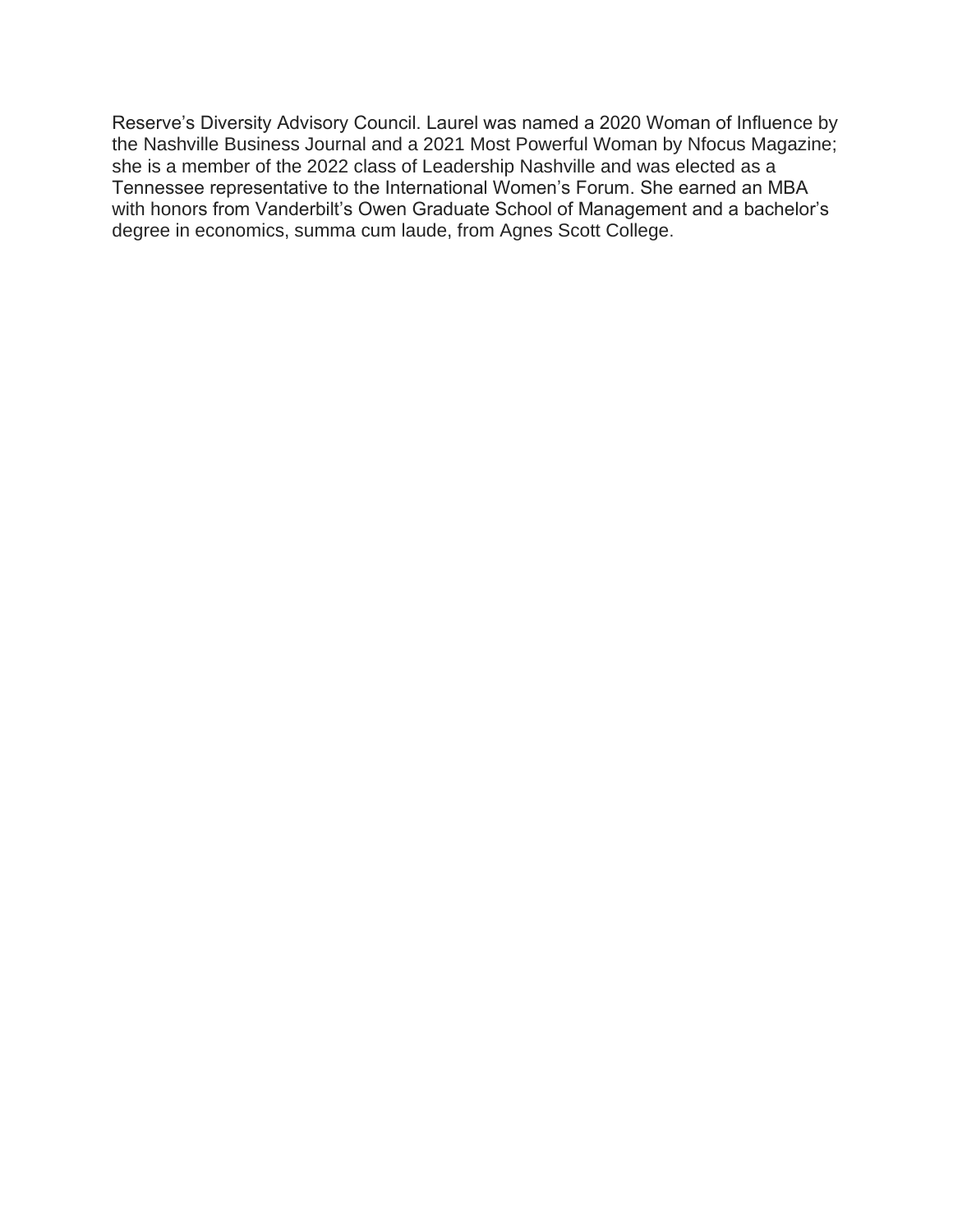Reserve's Diversity Advisory Council. Laurel was named a 2020 Woman of Influence by the Nashville Business Journal and a 2021 Most Powerful Woman by Nfocus Magazine; she is a member of the 2022 class of Leadership Nashville and was elected as a Tennessee representative to the International Women's Forum. She earned an MBA with honors from Vanderbilt's Owen Graduate School of Management and a bachelor's degree in economics, summa cum laude, from Agnes Scott College.